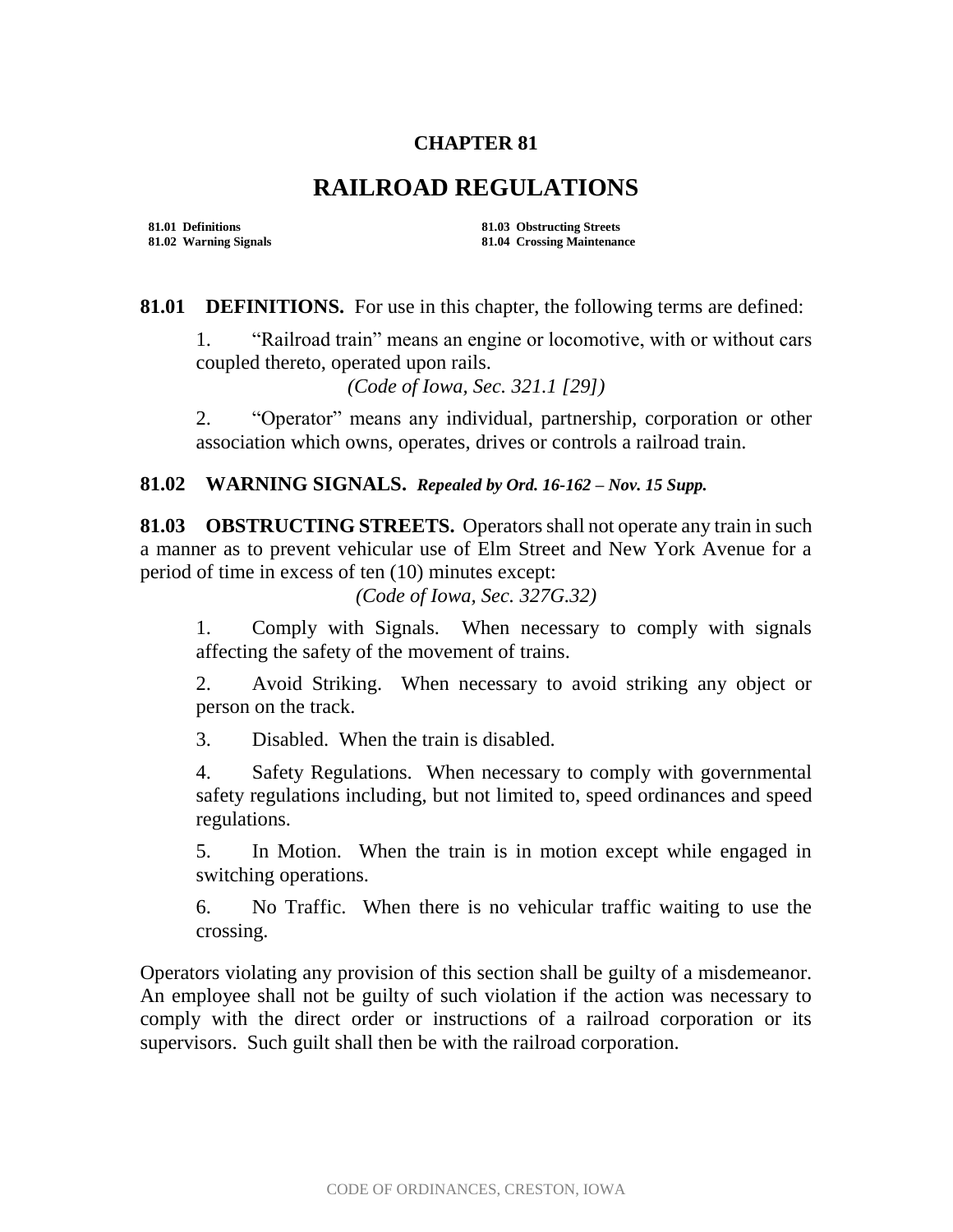# CHAPTER 81

# RAILROAD REGULATIONS

**81.01 Definitions**
**81.02 Warning Signals**
**81.03 Obstructing Streets**
**81.04 Crossing Maintenance**

**81.01 DEFINITIONS.** For use in this chapter, the following terms are defined:

1. "Railroad train" means an engine or locomotive, with or without cars coupled thereto, operated upon rails.

*(Code of Iowa, Sec. 321.1 [29])*

2. "Operator" means any individual, partnership, corporation or other association which owns, operates, drives or controls a railroad train.

**81.02 WARNING SIGNALS.** ***Repealed by Ord. 16-162 – Nov. 15 Supp.***

**81.03 OBSTRUCTING STREETS.** Operators shall not operate any train in such a manner as to prevent vehicular use of Elm Street and New York Avenue for a period of time in excess of ten (10) minutes except:

*(Code of Iowa, Sec. 327G.32)*

1. Comply with Signals. When necessary to comply with signals affecting the safety of the movement of trains.

2. Avoid Striking. When necessary to avoid striking any object or person on the track.

3. Disabled. When the train is disabled.

4. Safety Regulations. When necessary to comply with governmental safety regulations including, but not limited to, speed ordinances and speed regulations.

5. In Motion. When the train is in motion except while engaged in switching operations.

6. No Traffic. When there is no vehicular traffic waiting to use the crossing.

Operators violating any provision of this section shall be guilty of a misdemeanor. An employee shall not be guilty of such violation if the action was necessary to comply with the direct order or instructions of a railroad corporation or its supervisors. Such guilt shall then be with the railroad corporation.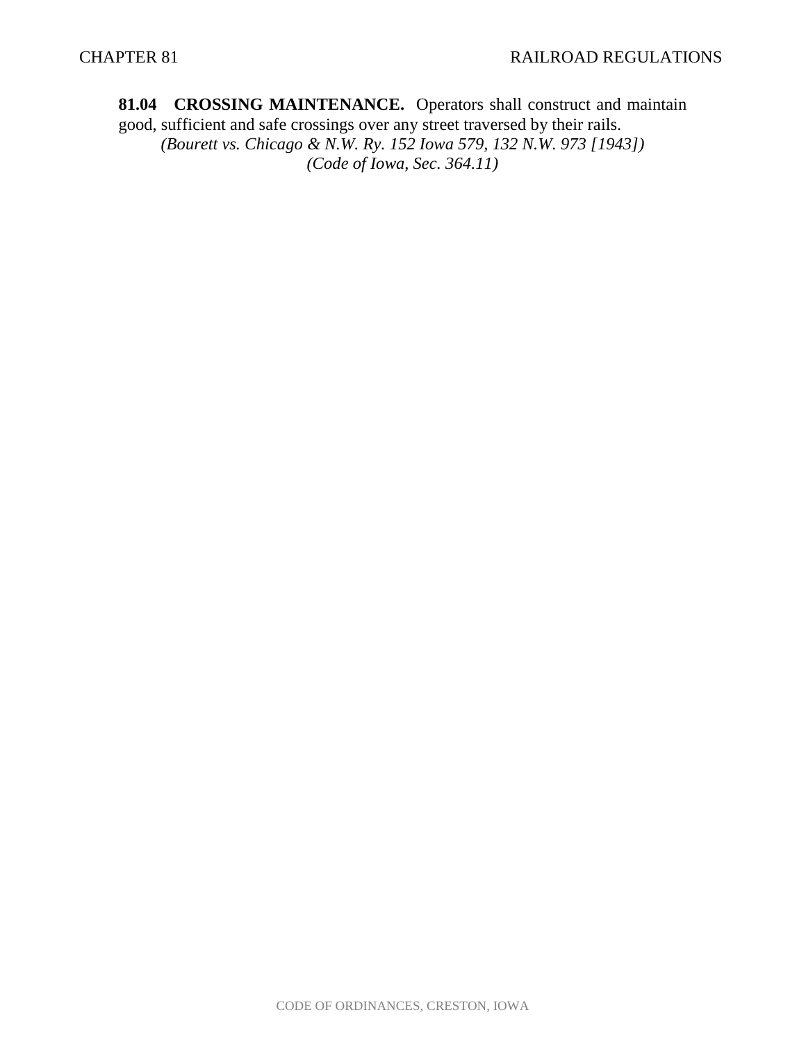**81.04 CROSSING MAINTENANCE.** Operators shall construct and maintain good, sufficient and safe crossings over any street traversed by their rails.

*(Bourett vs. Chicago & N.W. Ry. 152 Iowa 579, 132 N.W. 973 [1943])*

*(Code of Iowa, Sec. 364.11)*